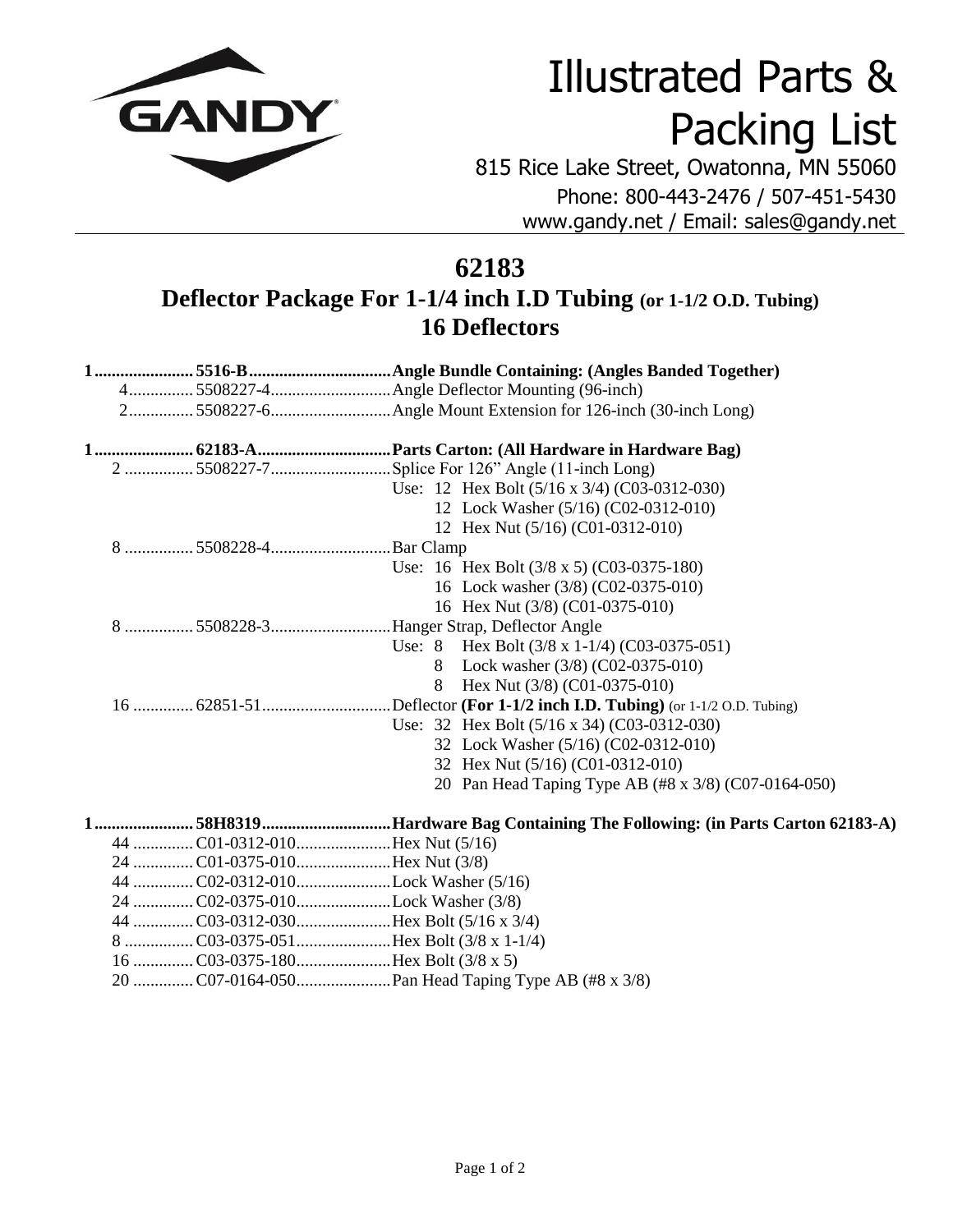# Illustrated Parts & Packing List

815 Rice Lake Street, Owatonna, MN 55060
Phone: 800-443-2476 / 507-451-5430
www.gandy.net / Email: sales@gandy.net

## 62183

## Deflector Package For 1-1/4 inch I.D Tubing (or 1-1/2 O.D. Tubing)

## 16 Deflectors

**1 ...................... 5516-B ................................ Angle Bundle Containing: (Angles Banded Together)**

- 4 .............. 5508227-4 ........................... Angle Deflector Mounting (96-inch)
- 2 .............. 5508227-6 ........................... Angle Mount Extension for 126-inch (30-inch Long)

**1 ...................... 62183-A .............................. Parts Carton: (All Hardware in Hardware Bag)**

- 2 ................ 5508227-7 ........................... Splice For 126" Angle (11-inch Long)
  - Use: 12 Hex Bolt (5/16 x 3/4) (C03-0312-030)
  - 12 Lock Washer (5/16) (C02-0312-010)
  - 12 Hex Nut (5/16) (C01-0312-010)
- 8 ................ 5508228-4 ........................... Bar Clamp
  - Use: 16 Hex Bolt (3/8 x 5) (C03-0375-180)
  - 16 Lock washer (3/8) (C02-0375-010)
  - 16 Hex Nut (3/8) (C01-0375-010)
- 8 ................ 5508228-3 ........................... Hanger Strap, Deflector Angle
  - Use: 8 Hex Bolt (3/8 x 1-1/4) (C03-0375-051)
  - 8 Lock washer (3/8) (C02-0375-010)
  - 8 Hex Nut (3/8) (C01-0375-010)
- 16 .............. 62851-51 ............................. Deflector **(For 1-1/2 inch I.D. Tubing)** (or 1-1/2 O.D. Tubing)
  - Use: 32 Hex Bolt (5/16 x 34) (C03-0312-030)
  - 32 Lock Washer (5/16) (C02-0312-010)
  - 32 Hex Nut (5/16) (C01-0312-010)
  - 20 Pan Head Taping Type AB (#8 x 3/8) (C07-0164-050)

**1 ...................... 58H8319 .............................. Hardware Bag Containing The Following: (in Parts Carton 62183-A)**

- 44 .............. C01-0312-010 ...................... Hex Nut (5/16)
- 24 .............. C01-0375-010 ...................... Hex Nut (3/8)
- 44 .............. C02-0312-010 ...................... Lock Washer (5/16)
- 24 .............. C02-0375-010 ...................... Lock Washer (3/8)
- 44 .............. C03-0312-030 ...................... Hex Bolt (5/16 x 3/4)
- 8 ................ C03-0375-051 ...................... Hex Bolt (3/8 x 1-1/4)
- 16 .............. C03-0375-180 ...................... Hex Bolt (3/8 x 5)
- 20 .............. C07-0164-050 ...................... Pan Head Taping Type AB (#8 x 3/8)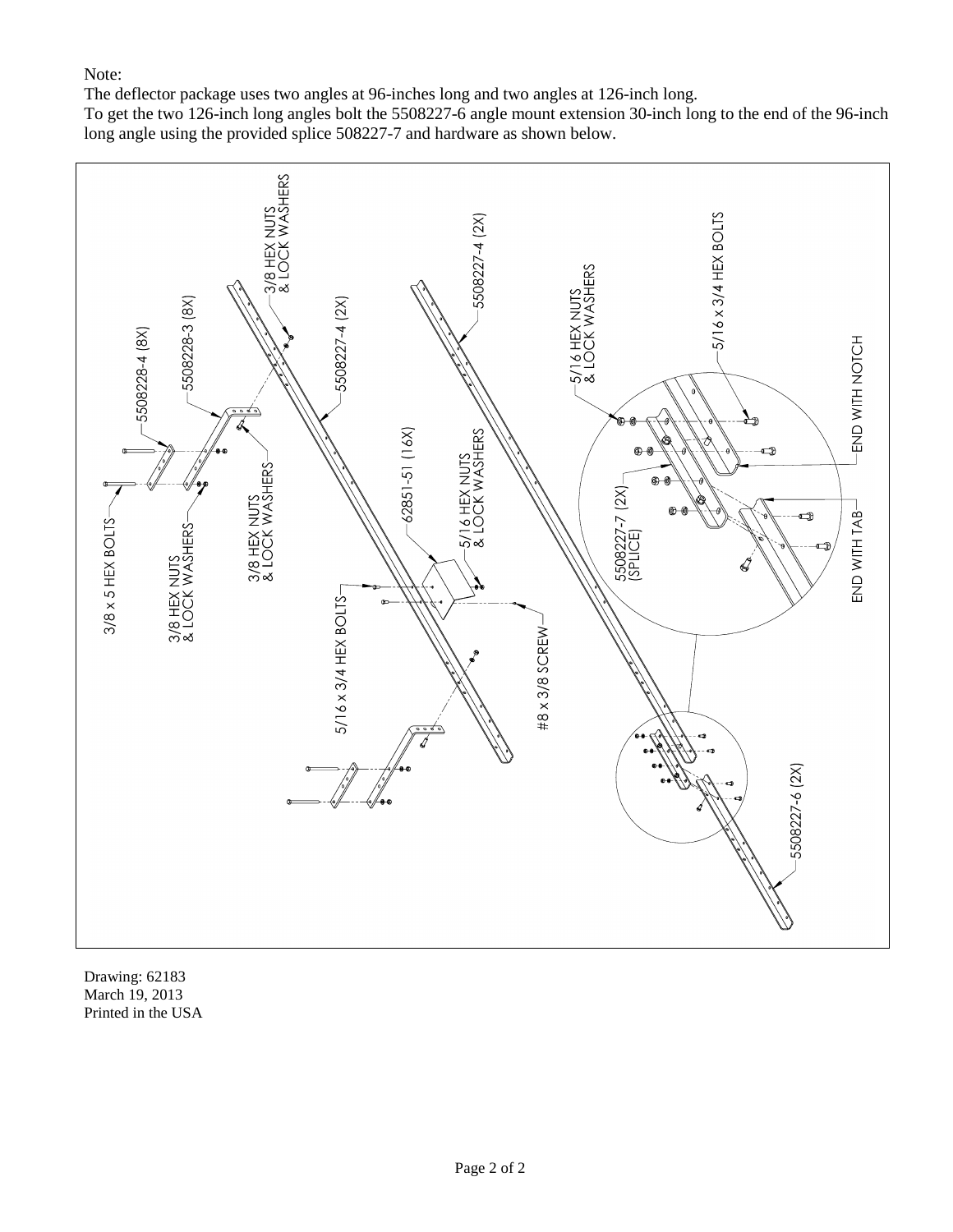Note:

The deflector package uses two angles at 96-inches long and two angles at 126-inch long.

To get the two 126-inch long angles bolt the 5508227-6 angle mount extension 30-inch long to the end of the 96-inch long angle using the provided splice 508227-7 and hardware as shown below.

3/8 HEX NUTS & LOCK WASHERS

5508227-4 (2X)

5508228-3 (8X)

5508227-4 (2X)

5508228-4 (8X)

5/16 HEX NUTS & LOCK WASHERS

5/16 x 3/4 HEX BOLTS

END WITH NOTCH

62851-51 (16X)

5/16 HEX NUTS & LOCK WASHERS

3/8 HEX NUTS & LOCK WASHERS

3/8 x 5 HEX BOLTS

3/8 HEX NUTS & LOCK WASHERS

5508227-7 (2X) (SPLICE)

END WITH TAB

5/16 x 3/4 HEX BOLTS

#8 x 3/8 SCREW

5508227-6 (2X)

Drawing: 62183
March 19, 2013
Printed in the USA